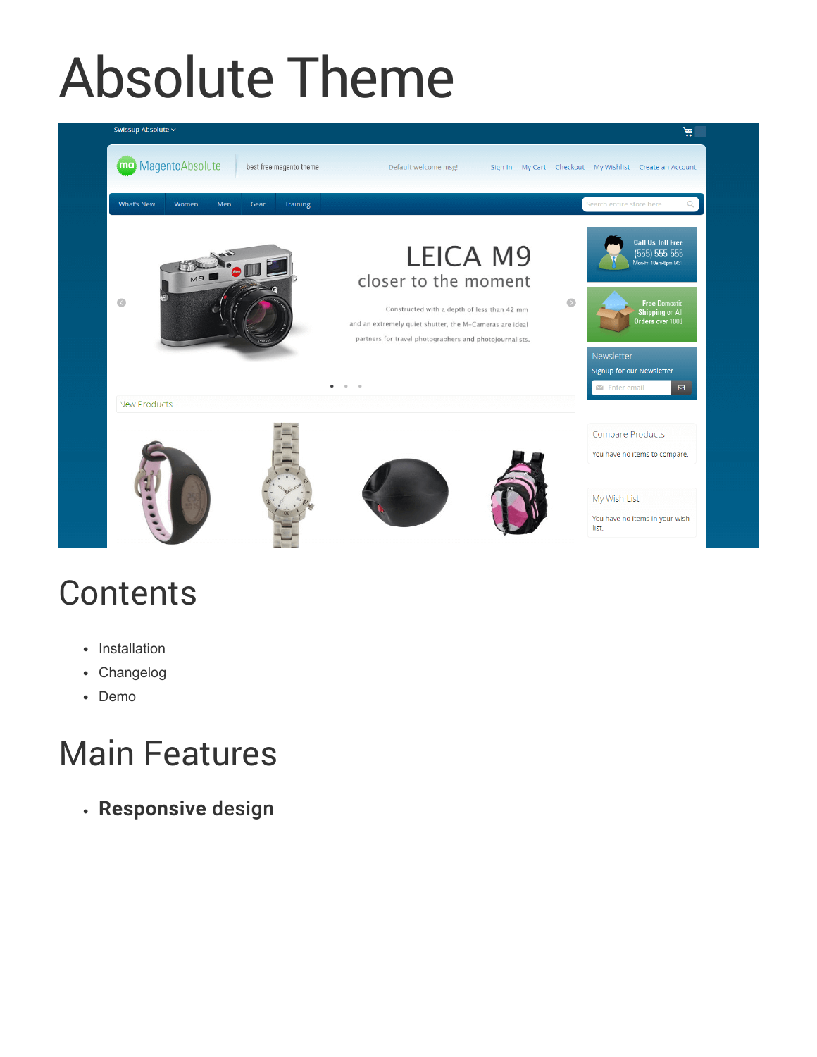# Absolute Theme

## Contents

- Installation
- Changelog
- Demo

## Main Features

- **Responsive** design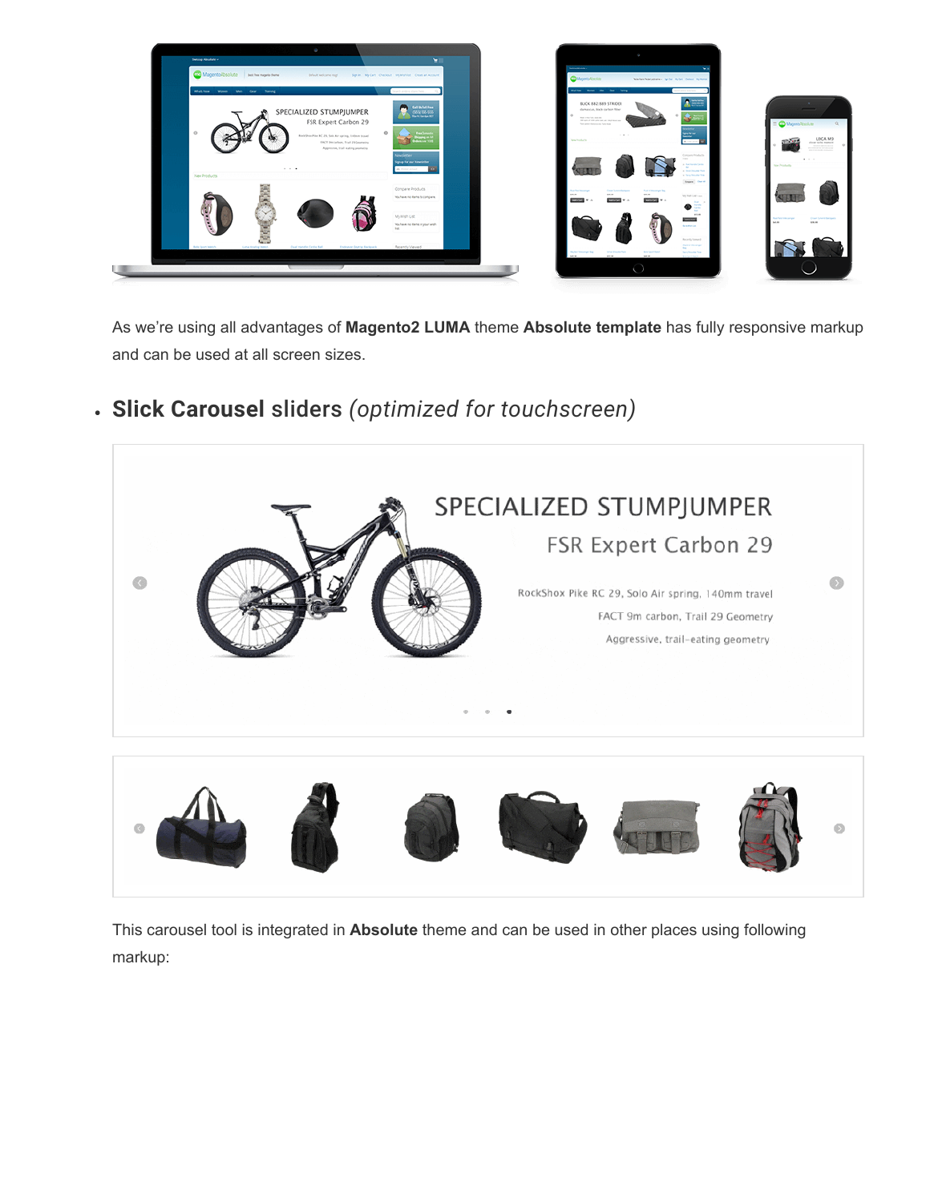As we're using all advantages of **Magento2 LUMA** theme **Absolute template** has fully responsive markup and can be used at all screen sizes.

- **Slick Carousel sliders** *(optimized for touchscreen)*

This carousel tool is integrated in **Absolute** theme and can be used in other places using following markup: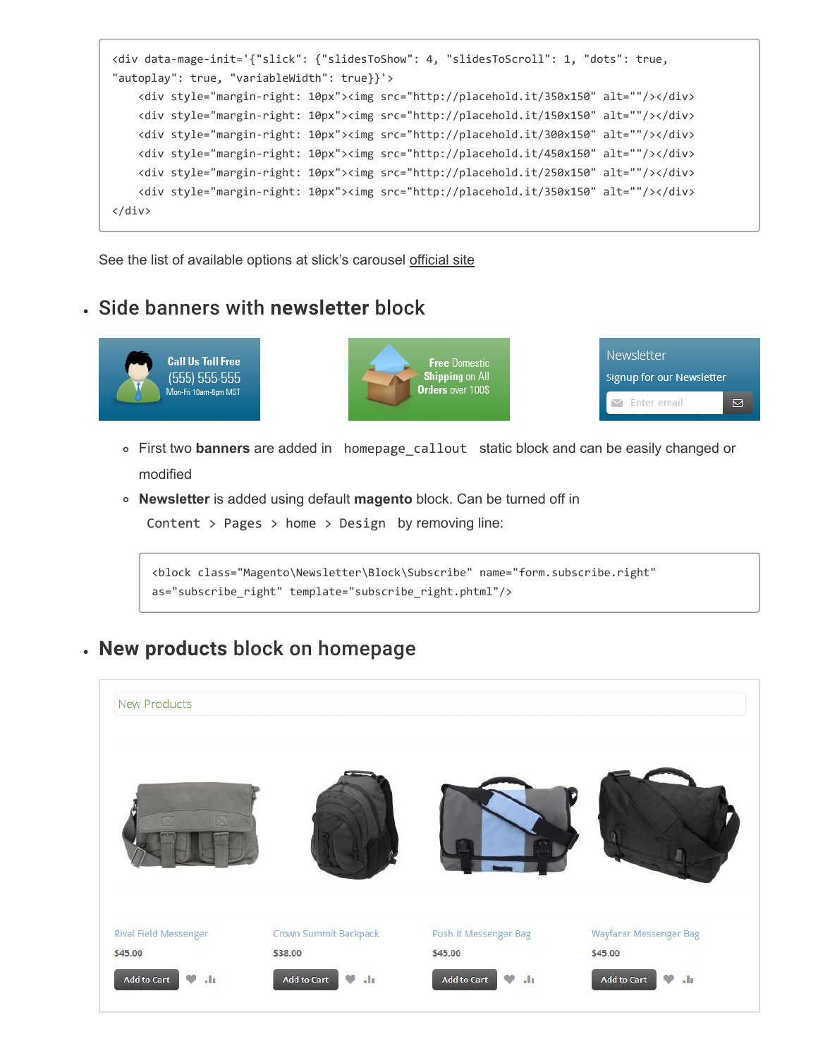```
<div data-mage-init='{"slick": {"slidesToShow": 4, "slidesToScroll": 1, "dots": true,
"autoplay": true, "variableWidth": true}}'>
    <div style="margin-right: 10px"><img src="http://placehold.it/350x150" alt=""/></div>
    <div style="margin-right: 10px"><img src="http://placehold.it/150x150" alt=""/></div>
    <div style="margin-right: 10px"><img src="http://placehold.it/300x150" alt=""/></div>
    <div style="margin-right: 10px"><img src="http://placehold.it/450x150" alt=""/></div>
    <div style="margin-right: 10px"><img src="http://placehold.it/250x150" alt=""/></div>
    <div style="margin-right: 10px"><img src="http://placehold.it/350x150" alt=""/></div>
</div>
```

See the list of available options at slick's carousel official site

- ## Side banners with **newsletter** block

  - First two **banners** are added in `homepage_callout` static block and can be easily changed or modified
  - **Newsletter** is added using default **magento** block. Can be turned off in `Content > Pages > home > Design` by removing line:

```
<block class="Magento\Newsletter\Block\Subscribe" name="form.subscribe.right"
as="subscribe_right" template="subscribe_right.phtml"/>
```

- ## **New products** block on homepage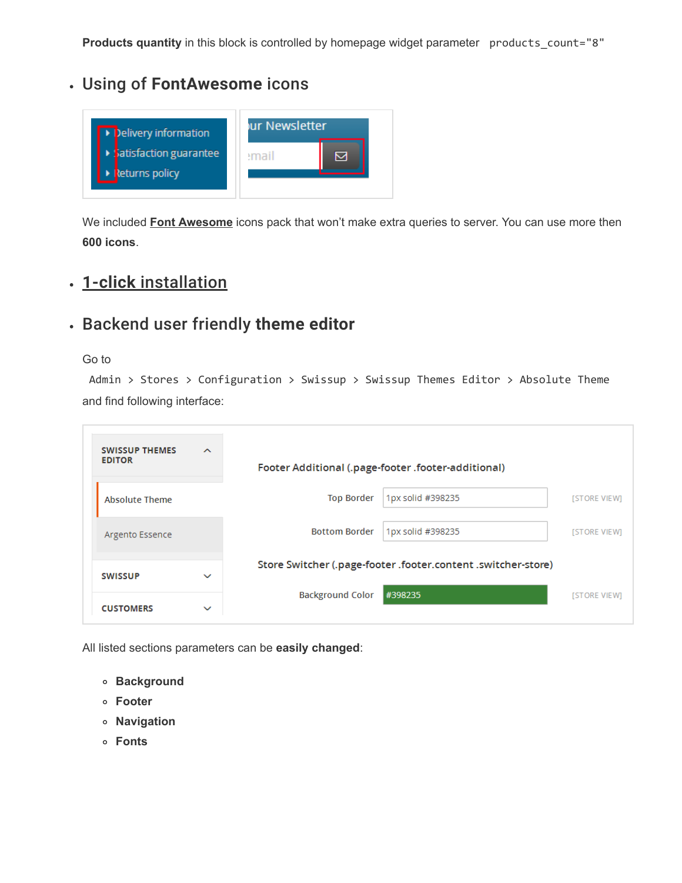**Products quantity** in this block is controlled by homepage widget parameter `products_count="8"`

- ## Using of **FontAwesome** icons

We included **Font Awesome** icons pack that won't make extra queries to server. You can use more then **600 icons**.

- ## 1-click installation

- ## Backend user friendly **theme editor**

Go to
`Admin > Stores > Configuration > Swissup > Swissup Themes Editor > Absolute Theme`
and find following interface:

All listed sections parameters can be **easily changed**:

- **Background**
- **Footer**
- **Navigation**
- **Fonts**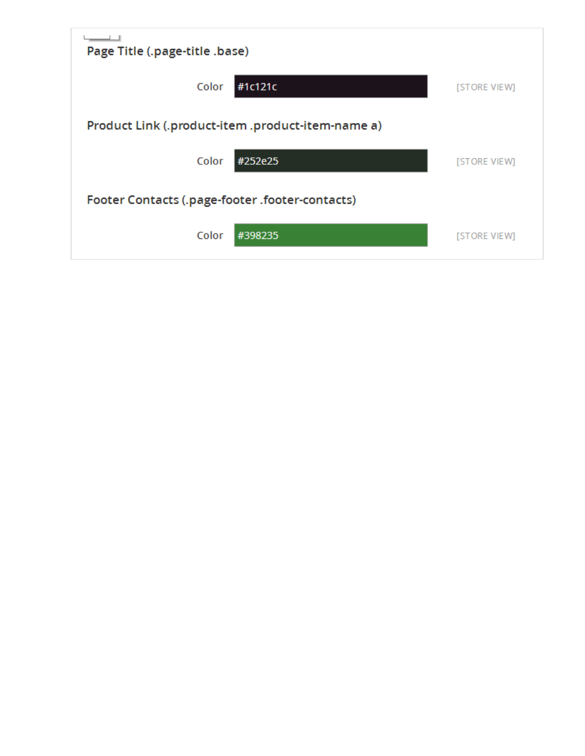Page Title (.page-title .base)

Color #1c121c [STORE VIEW]

Product Link (.product-item .product-item-name a)

Color #252e25 [STORE VIEW]

Footer Contacts (.page-footer .footer-contacts)

Color #398235 [STORE VIEW]